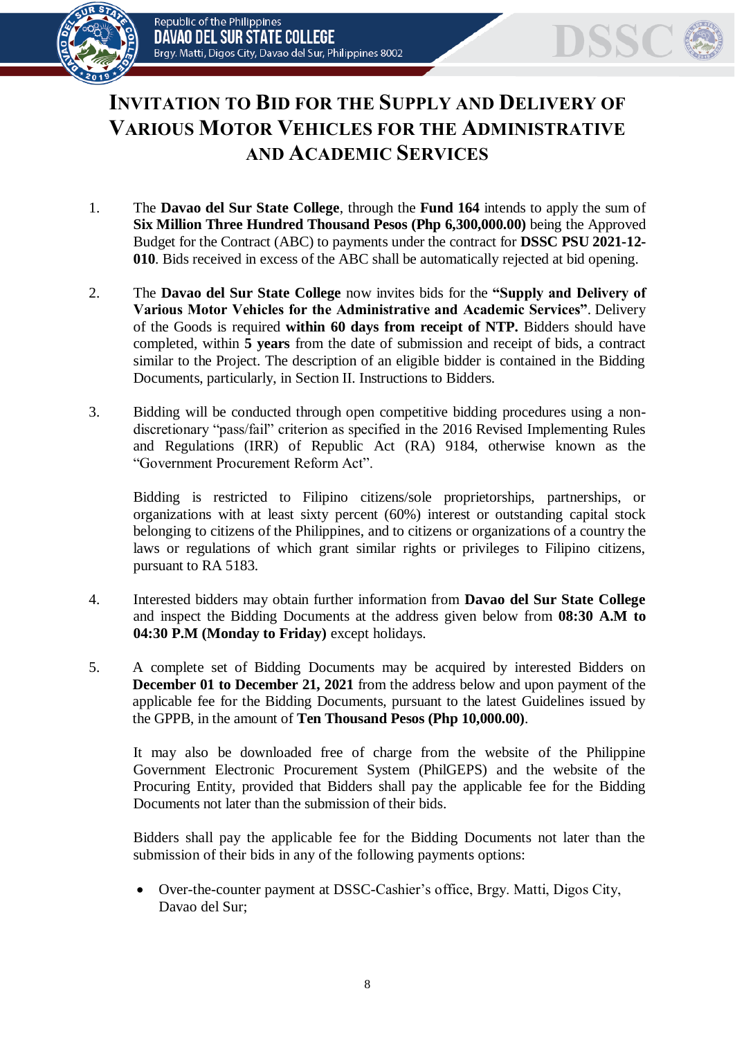# INVITATION TO BID FOR THE SUPPLY AND DELIVERY OF VARIOUS MOTOR VEHICLES FOR THE ADMINISTRATIVE AND ACADEMIC SERVICES

1. The **Davao del Sur State College**, through the **Fund 164** intends to apply the sum of **Six Million Three Hundred Thousand Pesos (Php 6,300,000.00)** being the Approved Budget for the Contract (ABC) to payments under the contract for **DSSC PSU 2021-12-010**. Bids received in excess of the ABC shall be automatically rejected at bid opening.

2. The **Davao del Sur State College** now invites bids for the **"Supply and Delivery of Various Motor Vehicles for the Administrative and Academic Services"**. Delivery of the Goods is required **within 60 days from receipt of NTP.** Bidders should have completed, within **5 years** from the date of submission and receipt of bids, a contract similar to the Project. The description of an eligible bidder is contained in the Bidding Documents, particularly, in Section II. Instructions to Bidders.

3. Bidding will be conducted through open competitive bidding procedures using a non-discretionary "pass/fail" criterion as specified in the 2016 Revised Implementing Rules and Regulations (IRR) of Republic Act (RA) 9184, otherwise known as the "Government Procurement Reform Act".

   Bidding is restricted to Filipino citizens/sole proprietorships, partnerships, or organizations with at least sixty percent (60%) interest or outstanding capital stock belonging to citizens of the Philippines, and to citizens or organizations of a country the laws or regulations of which grant similar rights or privileges to Filipino citizens, pursuant to RA 5183.

4. Interested bidders may obtain further information from **Davao del Sur State College** and inspect the Bidding Documents at the address given below from **08:30 A.M to 04:30 P.M (Monday to Friday)** except holidays.

5. A complete set of Bidding Documents may be acquired by interested Bidders on **December 01 to December 21, 2021** from the address below and upon payment of the applicable fee for the Bidding Documents, pursuant to the latest Guidelines issued by the GPPB, in the amount of **Ten Thousand Pesos (Php 10,000.00)**.

   It may also be downloaded free of charge from the website of the Philippine Government Electronic Procurement System (PhilGEPS) and the website of the Procuring Entity, provided that Bidders shall pay the applicable fee for the Bidding Documents not later than the submission of their bids.

   Bidders shall pay the applicable fee for the Bidding Documents not later than the submission of their bids in any of the following payments options:

   - Over-the-counter payment at DSSC-Cashier's office, Brgy. Matti, Digos City, Davao del Sur;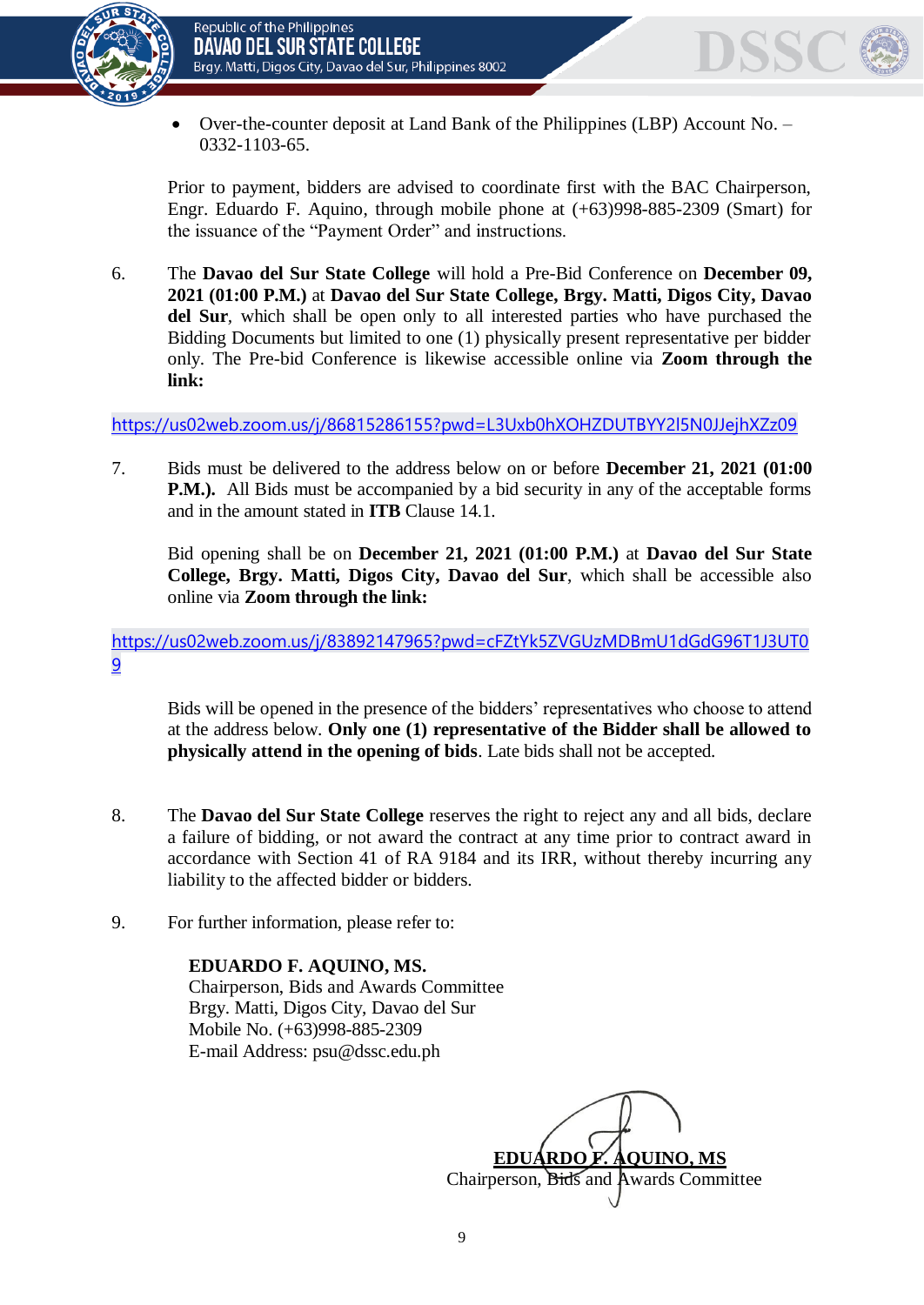- Over-the-counter deposit at Land Bank of the Philippines (LBP) Account No. – 0332-1103-65.

Prior to payment, bidders are advised to coordinate first with the BAC Chairperson, Engr. Eduardo F. Aquino, through mobile phone at (+63)998-885-2309 (Smart) for the issuance of the "Payment Order" and instructions.

6. The **Davao del Sur State College** will hold a Pre-Bid Conference on **December 09, 2021 (01:00 P.M.)** at **Davao del Sur State College, Brgy. Matti, Digos City, Davao del Sur**, which shall be open only to all interested parties who have purchased the Bidding Documents but limited to one (1) physically present representative per bidder only. The Pre-bid Conference is likewise accessible online via **Zoom through the link:**

https://us02web.zoom.us/j/86815286155?pwd=L3Uxb0hXOHZDUTBYY2l5N0JJejhXZz09

7. Bids must be delivered to the address below on or before **December 21, 2021 (01:00 P.M.).** All Bids must be accompanied by a bid security in any of the acceptable forms and in the amount stated in **ITB** Clause 14.1.

   Bid opening shall be on **December 21, 2021 (01:00 P.M.)** at **Davao del Sur State College, Brgy. Matti, Digos City, Davao del Sur**, which shall be accessible also online via **Zoom through the link:**

https://us02web.zoom.us/j/83892147965?pwd=cFZtYk5ZVGUzMDBmU1dGdG96T1J3UT09

   Bids will be opened in the presence of the bidders' representatives who choose to attend at the address below. **Only one (1) representative of the Bidder shall be allowed to physically attend in the opening of bids**. Late bids shall not be accepted.

8. The **Davao del Sur State College** reserves the right to reject any and all bids, declare a failure of bidding, or not award the contract at any time prior to contract award in accordance with Section 41 of RA 9184 and its IRR, without thereby incurring any liability to the affected bidder or bidders.

9. For further information, please refer to:

   **EDUARDO F. AQUINO, MS.**
   Chairperson, Bids and Awards Committee
   Brgy. Matti, Digos City, Davao del Sur
   Mobile No. (+63)998-885-2309
   E-mail Address: psu@dssc.edu.ph

**EDUARDO F. AQUINO, MS**
Chairperson, Bids and Awards Committee